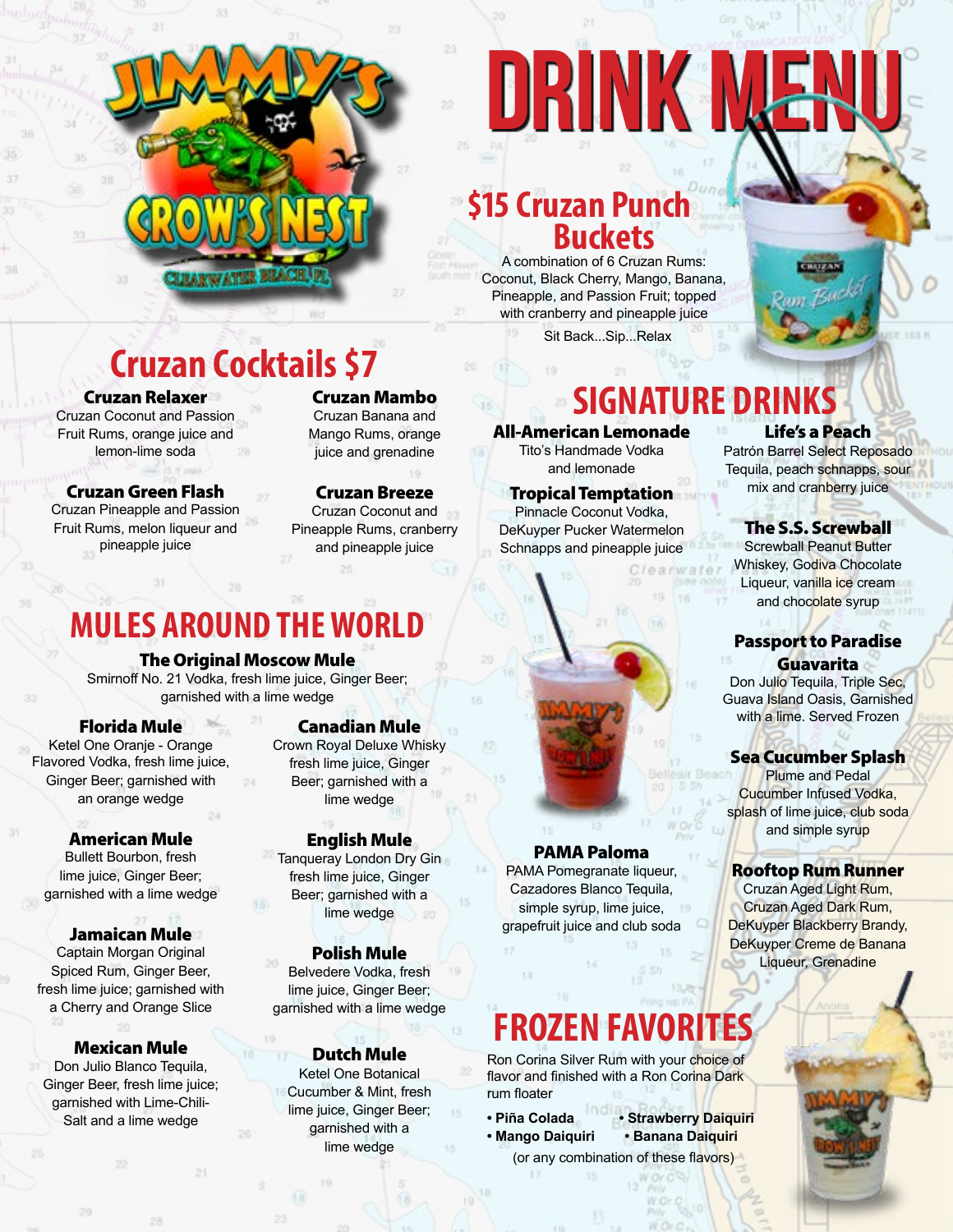# Jimmy's Crow's Nest
Clearwater Beach, FL

# DRINK MENU

## $15 Cruzan Punch Buckets

A combination of 6 Cruzan Rums: Coconut, Black Cherry, Mango, Banana, Pineapple, and Passion Fruit; topped with cranberry and pineapple juice

Sit Back...Sip...Relax

## Cruzan Cocktails $7

**Cruzan Relaxer**
Cruzan Coconut and Passion Fruit Rums, orange juice and lemon-lime soda

**Cruzan Green Flash**
Cruzan Pineapple and Passion Fruit Rums, melon liqueur and pineapple juice

**Cruzan Mambo**
Cruzan Banana and Mango Rums, orange juice and grenadine

**Cruzan Breeze**
Cruzan Coconut and Pineapple Rums, cranberry and pineapple juice

## MULES AROUND THE WORLD

**The Original Moscow Mule**
Smirnoff No. 21 Vodka, fresh lime juice, Ginger Beer; garnished with a lime wedge

**Florida Mule**
Ketel One Oranje - Orange Flavored Vodka, fresh lime juice, Ginger Beer; garnished with an orange wedge

**American Mule**
Bullett Bourbon, fresh lime juice, Ginger Beer; garnished with a lime wedge

**Jamaican Mule**
Captain Morgan Original Spiced Rum, Ginger Beer, fresh lime juice; garnished with a Cherry and Orange Slice

**Mexican Mule**
Don Julio Blanco Tequila, Ginger Beer, fresh lime juice; garnished with Lime-Chili-Salt and a lime wedge

**Canadian Mule**
Crown Royal Deluxe Whisky fresh lime juice, Ginger Beer; garnished with a lime wedge

**English Mule**
Tanqueray London Dry Gin fresh lime juice, Ginger Beer; garnished with a lime wedge

**Polish Mule**
Belvedere Vodka, fresh lime juice, Ginger Beer; garnished with a lime wedge

**Dutch Mule**
Ketel One Botanical Cucumber & Mint, fresh lime juice, Ginger Beer; garnished with a lime wedge

## SIGNATURE DRINKS

**All-American Lemonade**
Tito's Handmade Vodka and lemonade

**Tropical Temptation**
Pinnacle Coconut Vodka, DeKuyper Pucker Watermelon Schnapps and pineapple juice

**PAMA Paloma**
PAMA Pomegranate liqueur, Cazadores Blanco Tequila, simple syrup, lime juice, grapefruit juice and club soda

**Life's a Peach**
Patrón Barrel Select Reposado Tequila, peach schnapps, sour mix and cranberry juice

**The S.S. Screwball**
Screwball Peanut Butter Whiskey, Godiva Chocolate Liqueur, vanilla ice cream and chocolate syrup

**Passport to Paradise Guavarita**
Don Julio Tequila, Triple Sec, Guava Island Oasis, Garnished with a lime. Served Frozen

**Sea Cucumber Splash**
Plume and Pedal Cucumber Infused Vodka, splash of lime juice, club soda and simple syrup

**Rooftop Rum Runner**
Cruzan Aged Light Rum, Cruzan Aged Dark Rum, DeKuyper Blackberry Brandy, DeKuyper Creme de Banana Liqueur, Grenadine

## FROZEN FAVORITES

Ron Corina Silver Rum with your choice of flavor and finished with a Ron Corina Dark rum floater

- **Piña Colada**
- **Mango Daiquiri**
- **Strawberry Daiquiri**
- **Banana Daiquiri**

(or any combination of these flavors)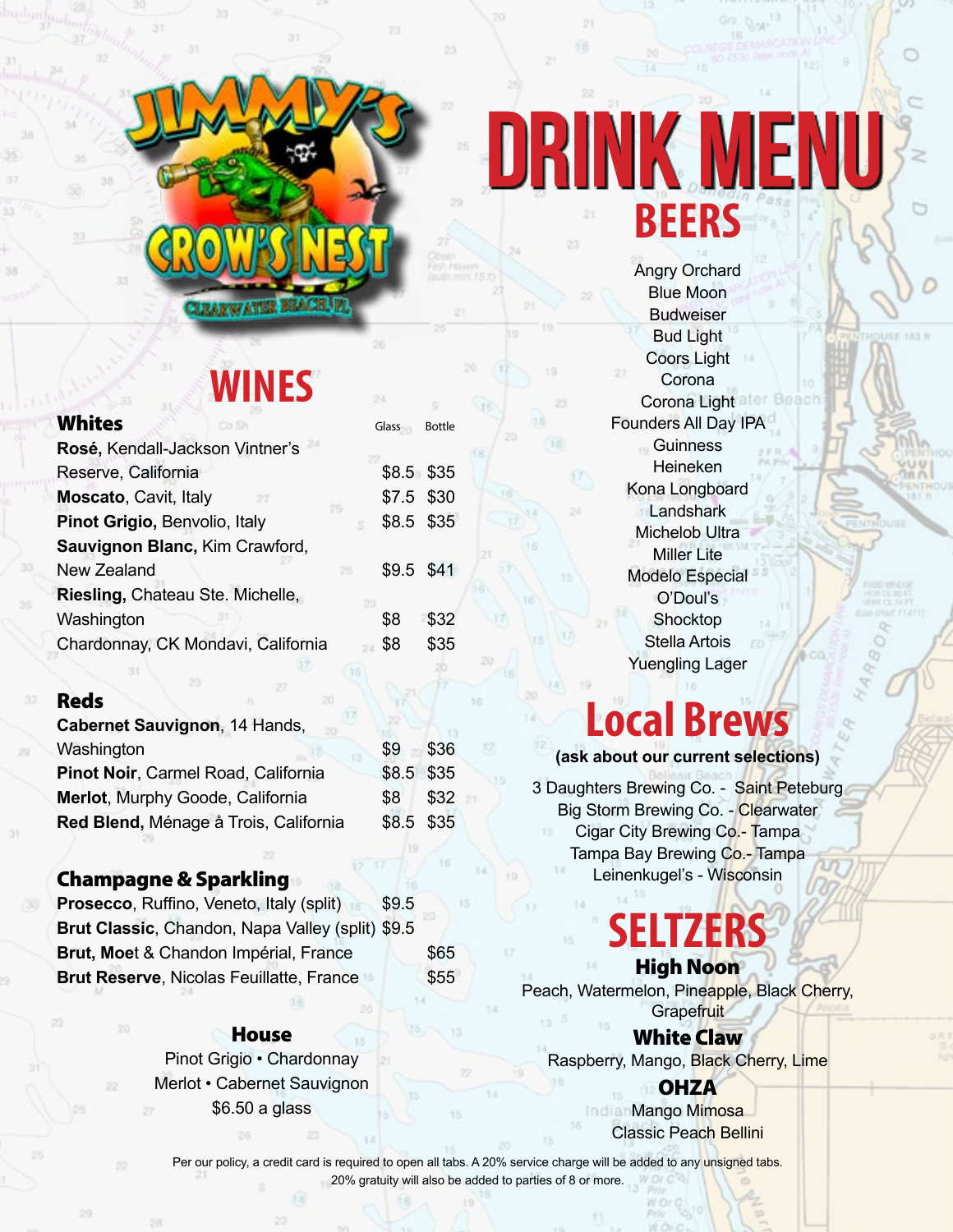# DRINK MENU

Jimmy's Crow's Nest — Clearwater Beach, FL

## WINES

| Whites | Glass | Bottle |
|---|---|---|
| **Rosé,** Kendall-Jackson Vintner's Reserve, California | $8.5 | $35 |
| **Moscato**, Cavit, Italy | $7.5 | $30 |
| **Pinot Grigio,** Benvolio, Italy | $8.5 | $35 |
| **Sauvignon Blanc,** Kim Crawford, New Zealand | $9.5 | $41 |
| **Riesling,** Chateau Ste. Michelle, Washington | $8 | $32 |
| Chardonnay, CK Mondavi, California | $8 | $35 |

| Reds | Glass | Bottle |
|---|---|---|
| **Cabernet Sauvignon**, 14 Hands, Washington | $9 | $36 |
| **Pinot Noir**, Carmel Road, California | $8.5 | $35 |
| **Merlot**, Murphy Goode, California | $8 | $32 |
| **Red Blend,** Ménage à Trois, California | $8.5 | $35 |

| Champagne & Sparkling | Glass | Bottle |
|---|---|---|
| **Prosecco**, Ruffino, Veneto, Italy (split) | $9.5 | |
| **Brut Classic**, Chandon, Napa Valley (split) | $9.5 | |
| **Brut, Moet** & Chandon Impérial, France | | $65 |
| **Brut Reserve**, Nicolas Feuillatte, France | | $55 |

### House

Pinot Grigio • Chardonnay
Merlot • Cabernet Sauvignon
$6.50 a glass

## BEERS

Angry Orchard
Blue Moon
Budweiser
Bud Light
Coors Light
Corona
Corona Light
Founders All Day IPA
Guinness
Heineken
Kona Longboard
Landshark
Michelob Ultra
Miller Lite
Modelo Especial
O'Doul's
Shocktop
Stella Artois
Yuengling Lager

## Local Brews

**(ask about our current selections)**

3 Daughters Brewing Co. - Saint Peteburg
Big Storm Brewing Co. - Clearwater
Cigar City Brewing Co.- Tampa
Tampa Bay Brewing Co.- Tampa
Leinenkugel's - Wisconsin

## SELTZERS

### High Noon

Peach, Watermelon, Pineapple, Black Cherry, Grapefruit

### White Claw

Raspberry, Mango, Black Cherry, Lime

### OHZA

Mango Mimosa
Classic Peach Bellini

Per our policy, a credit card is required to open all tabs. A 20% service charge will be added to any unsigned tabs. 20% gratuity will also be added to parties of 8 or more.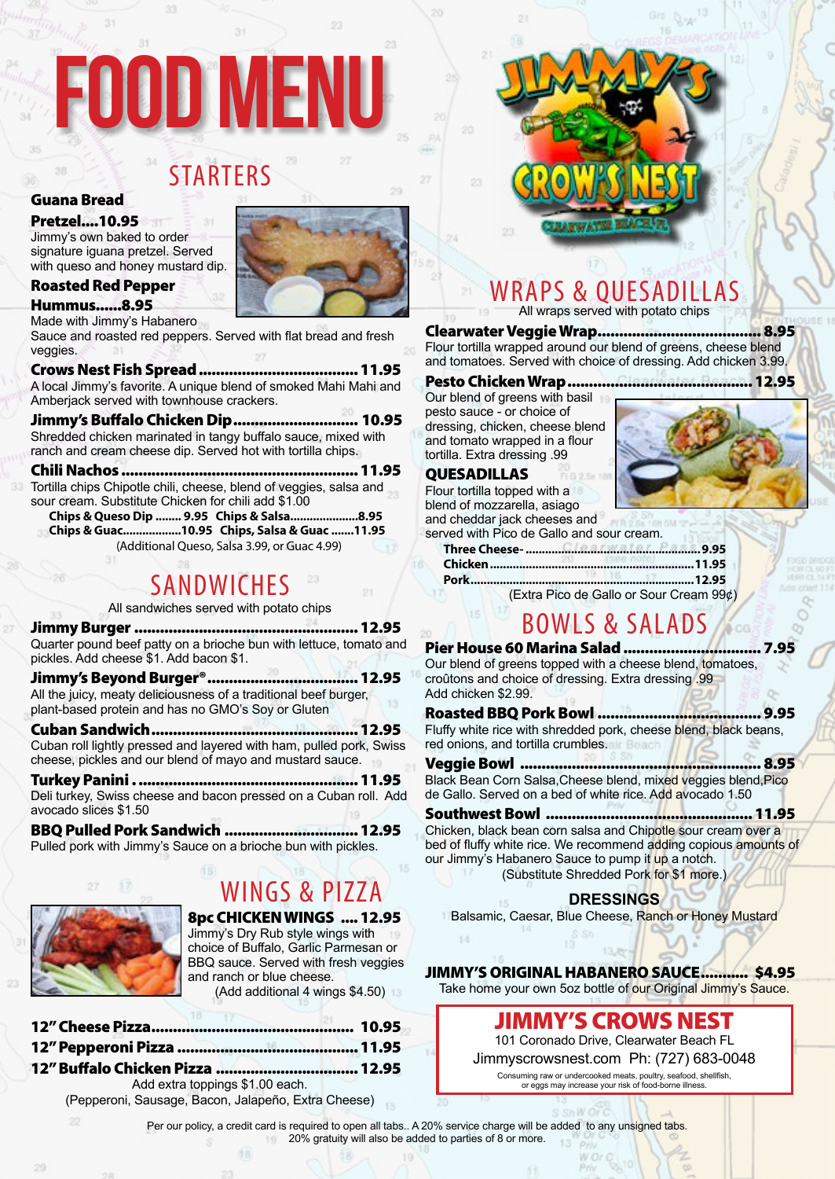# FOOD MENU

## STARTERS

**Guana Bread Pretzel....10.95**
Jimmy's own baked to order signature iguana pretzel. Served with queso and honey mustard dip.

**Roasted Red Pepper Hummus......8.95**
Made with Jimmy's Habanero Sauce and roasted red peppers. Served with flat bread and fresh veggies.

**Crows Nest Fish Spread .................................... 11.95**
A local Jimmy's favorite. A unique blend of smoked Mahi Mahi and Amberjack served with townhouse crackers.

**Jimmy's Buffalo Chicken Dip............................ 10.95**
Shredded chicken marinated in tangy buffalo sauce, mixed with ranch and cream cheese dip. Served hot with tortilla chips.

**Chili Nachos ...................................................... 11.95**
Tortilla chips Chipotle chili, cheese, blend of veggies, salsa and sour cream. Substitute Chicken for chili add $1.00

**Chips & Queso Dip ........ 9.95** **Chips & Salsa.....................8.95**
**Chips & Guac..................10.95** **Chips, Salsa & Guac .......11.95**
(Additional Queso, Salsa 3.99, or Guac 4.99)

## SANDWICHES

All sandwiches served with potato chips

**Jimmy Burger .................................................. 12.95**
Quarter pound beef patty on a brioche bun with lettuce, tomato and pickles. Add cheese $1. Add bacon $1.

**Jimmy's Beyond Burger® .................................. 12.95**
All the juicy, meaty deliciousness of a traditional beef burger, plant-based protein and has no GMO's Soy or Gluten

**Cuban Sandwich............................................... 12.95**
Cuban roll lightly pressed and layered with ham, pulled pork, Swiss cheese, pickles and our blend of mayo and mustard sauce.

**Turkey Panini . ................................................. 11.95**
Deli turkey, Swiss cheese and bacon pressed on a Cuban roll. Add avocado slices $1.50

**BBQ Pulled Pork Sandwich .............................. 12.95**
Pulled pork with Jimmy's Sauce on a brioche bun with pickles.

## WINGS & PIZZA

**8pc CHICKEN WINGS .... 12.95**
Jimmy's Dry Rub style wings with choice of Buffalo, Garlic Parmesan or BBQ sauce. Served with fresh veggies and ranch or blue cheese.
(Add additional 4 wings $4.50)

**12" Cheese Pizza............................................. 10.95**
**12" Pepperoni Pizza ........................................ 11.95**
**12" Buffalo Chicken Pizza ............................... 12.95**
Add extra toppings $1.00 each.
(Pepperoni, Sausage, Bacon, Jalapeño, Extra Cheese)

## WRAPS & QUESADILLAS

All wraps served with potato chips

**Clearwater Veggie Wrap.................................... 8.95**
Flour tortilla wrapped around our blend of greens, cheese blend and tomatoes. Served with choice of dressing. Add chicken 3.99.

**Pesto Chicken Wrap ......................................... 12.95**
Our blend of greens with basil pesto sauce - or choice of dressing, chicken, cheese blend and tomato wrapped in a flour tortilla. Extra dressing .99

**QUESADILLAS**
Flour tortilla topped with a blend of mozzarella, asiago and cheddar jack cheeses and served with Pico de Gallo and sour cream.

**Three Cheese- ..............................................9.95**
**Chicken ...........................................................11.95**
**Pork.................................................................12.95**
(Extra Pico de Gallo or Sour Cream 99¢)

## BOWLS & SALADS

**Pier House 60 Marina Salad ............................... 7.95**
Our blend of greens topped with a cheese blend, tomatoes, croûtons and choice of dressing. Extra dressing .99
Add chicken $2.99.

**Roasted BBQ Pork Bowl ..................................... 9.95**
Fluffy white rice with shredded pork, cheese blend, black beans, red onions, and tortilla crumbles.

**Veggie Bowl ...................................................... 8.95**
Black Bean Corn Salsa,Cheese blend, mixed veggies blend,Pico de Gallo. Served on a bed of white rice. Add avocado 1.50

**Southwest Bowl ............................................... 11.95**
Chicken, black bean corn salsa and Chipotle sour cream over a bed of fluffy white rice. We recommend adding copious amounts of our Jimmy's Habanero Sauce to pump it up a notch.
(Substitute Shredded Pork for $1 more.)

**DRESSINGS**
Balsamic, Caesar, Blue Cheese, Ranch or Honey Mustard

**JIMMY'S ORIGINAL HABANERO SAUCE........... $4.95**
Take home your own 5oz bottle of our Original Jimmy's Sauce.

**JIMMY'S CROWS NEST**
101 Coronado Drive, Clearwater Beach FL
Jimmyscrowsnest.com Ph: (727) 683-0048
Consuming raw or undercooked meats, poultry, seafood, shellfish, or eggs may increase your risk of food-borne illness.

Per our policy, a credit card is required to open all tabs.. A 20% service charge will be added to any unsigned tabs.
20% gratuity will also be added to parties of 8 or more.